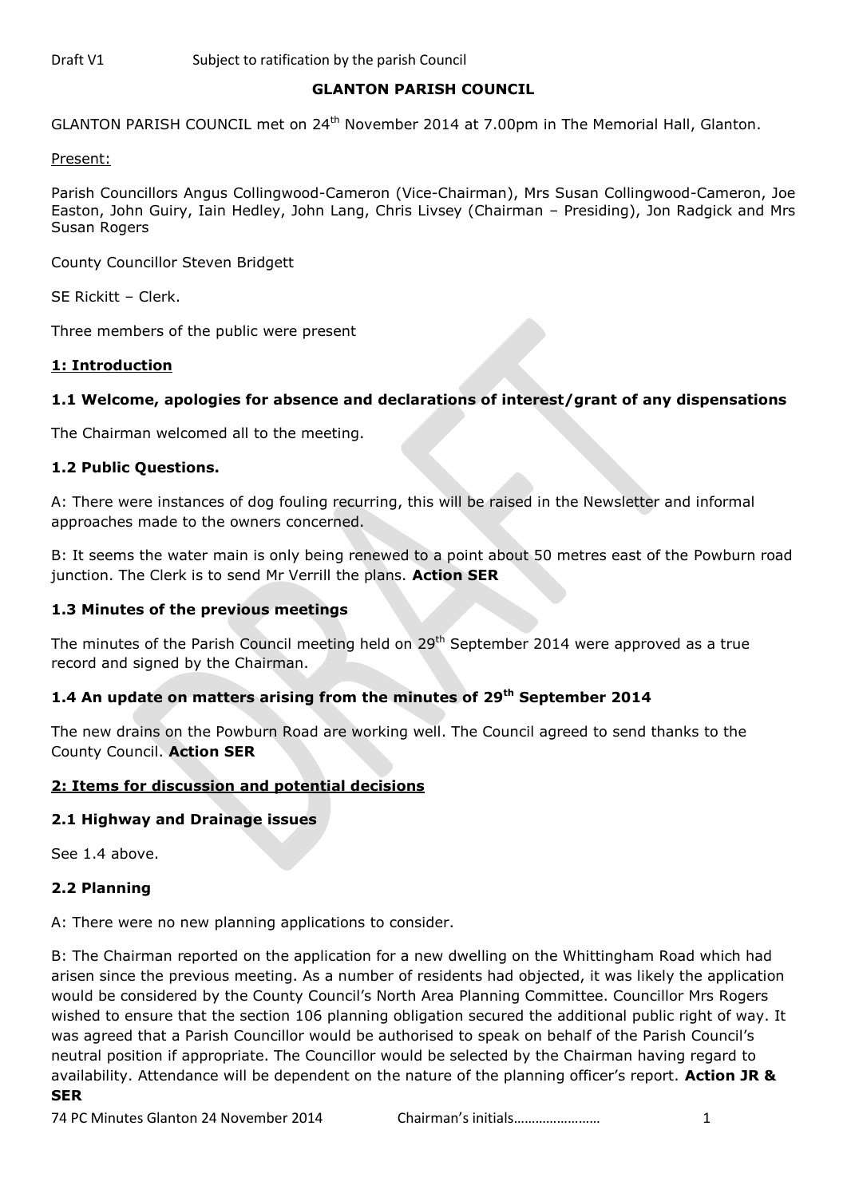Draft V1 Subject to ratification by the parish Council

# GLANTON PARISH COUNCIL

GLANTON PARISH COUNCIL met on 24th November 2014 at 7.00pm in The Memorial Hall, Glanton.

Present:

Parish Councillors Angus Collingwood-Cameron (Vice-Chairman), Mrs Susan Collingwood-Cameron, Joe Easton, John Guiry, Iain Hedley, John Lang, Chris Livsey (Chairman – Presiding), Jon Radgick and Mrs Susan Rogers

County Councillor Steven Bridgett

SE Rickitt – Clerk.

Three members of the public were present

## 1: Introduction

### 1.1 Welcome, apologies for absence and declarations of interest/grant of any dispensations

The Chairman welcomed all to the meeting.

### 1.2 Public Questions.

A: There were instances of dog fouling recurring, this will be raised in the Newsletter and informal approaches made to the owners concerned.

B: It seems the water main is only being renewed to a point about 50 metres east of the Powburn road junction. The Clerk is to send Mr Verrill the plans. **Action SER**

### 1.3 Minutes of the previous meetings

The minutes of the Parish Council meeting held on 29th September 2014 were approved as a true record and signed by the Chairman.

### 1.4 An update on matters arising from the minutes of 29th September 2014

The new drains on the Powburn Road are working well. The Council agreed to send thanks to the County Council. **Action SER**

## 2: Items for discussion and potential decisions

### 2.1 Highway and Drainage issues

See 1.4 above.

### 2.2 Planning

A: There were no new planning applications to consider.

B: The Chairman reported on the application for a new dwelling on the Whittingham Road which had arisen since the previous meeting. As a number of residents had objected, it was likely the application would be considered by the County Council's North Area Planning Committee. Councillor Mrs Rogers wished to ensure that the section 106 planning obligation secured the additional public right of way. It was agreed that a Parish Councillor would be authorised to speak on behalf of the Parish Council's neutral position if appropriate. The Councillor would be selected by the Chairman having regard to availability. Attendance will be dependent on the nature of the planning officer's report. **Action JR & SER**

74 PC Minutes Glanton 24 November 2014 Chairman's initials……………………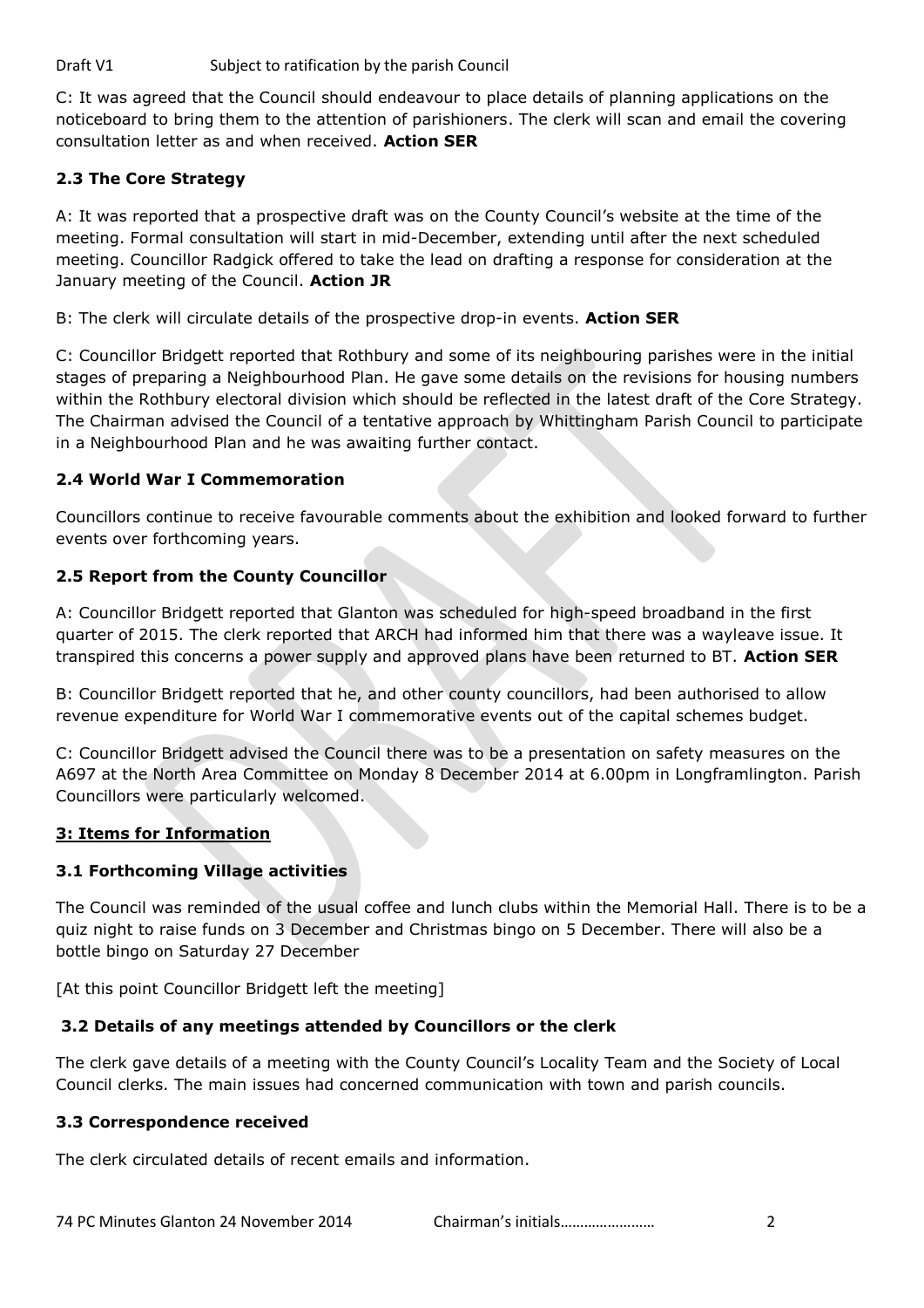C: It was agreed that the Council should endeavour to place details of planning applications on the noticeboard to bring them to the attention of parishioners. The clerk will scan and email the covering consultation letter as and when received. **Action SER**

### 2.3 The Core Strategy

A: It was reported that a prospective draft was on the County Council's website at the time of the meeting. Formal consultation will start in mid-December, extending until after the next scheduled meeting. Councillor Radgick offered to take the lead on drafting a response for consideration at the January meeting of the Council. **Action JR**

B: The clerk will circulate details of the prospective drop-in events. **Action SER**

C: Councillor Bridgett reported that Rothbury and some of its neighbouring parishes were in the initial stages of preparing a Neighbourhood Plan. He gave some details on the revisions for housing numbers within the Rothbury electoral division which should be reflected in the latest draft of the Core Strategy. The Chairman advised the Council of a tentative approach by Whittingham Parish Council to participate in a Neighbourhood Plan and he was awaiting further contact.

### 2.4 World War I Commemoration

Councillors continue to receive favourable comments about the exhibition and looked forward to further events over forthcoming years.

### 2.5 Report from the County Councillor

A: Councillor Bridgett reported that Glanton was scheduled for high-speed broadband in the first quarter of 2015. The clerk reported that ARCH had informed him that there was a wayleave issue. It transpired this concerns a power supply and approved plans have been returned to BT. **Action SER**

B: Councillor Bridgett reported that he, and other county councillors, had been authorised to allow revenue expenditure for World War I commemorative events out of the capital schemes budget.

C: Councillor Bridgett advised the Council there was to be a presentation on safety measures on the A697 at the North Area Committee on Monday 8 December 2014 at 6.00pm in Longframlington. Parish Councillors were particularly welcomed.

## 3: Items for Information

### 3.1 Forthcoming Village activities

The Council was reminded of the usual coffee and lunch clubs within the Memorial Hall. There is to be a quiz night to raise funds on 3 December and Christmas bingo on 5 December. There will also be a bottle bingo on Saturday 27 December

[At this point Councillor Bridgett left the meeting]

### 3.2 Details of any meetings attended by Councillors or the clerk

The clerk gave details of a meeting with the County Council's Locality Team and the Society of Local Council clerks. The main issues had concerned communication with town and parish councils.

### 3.3 Correspondence received

The clerk circulated details of recent emails and information.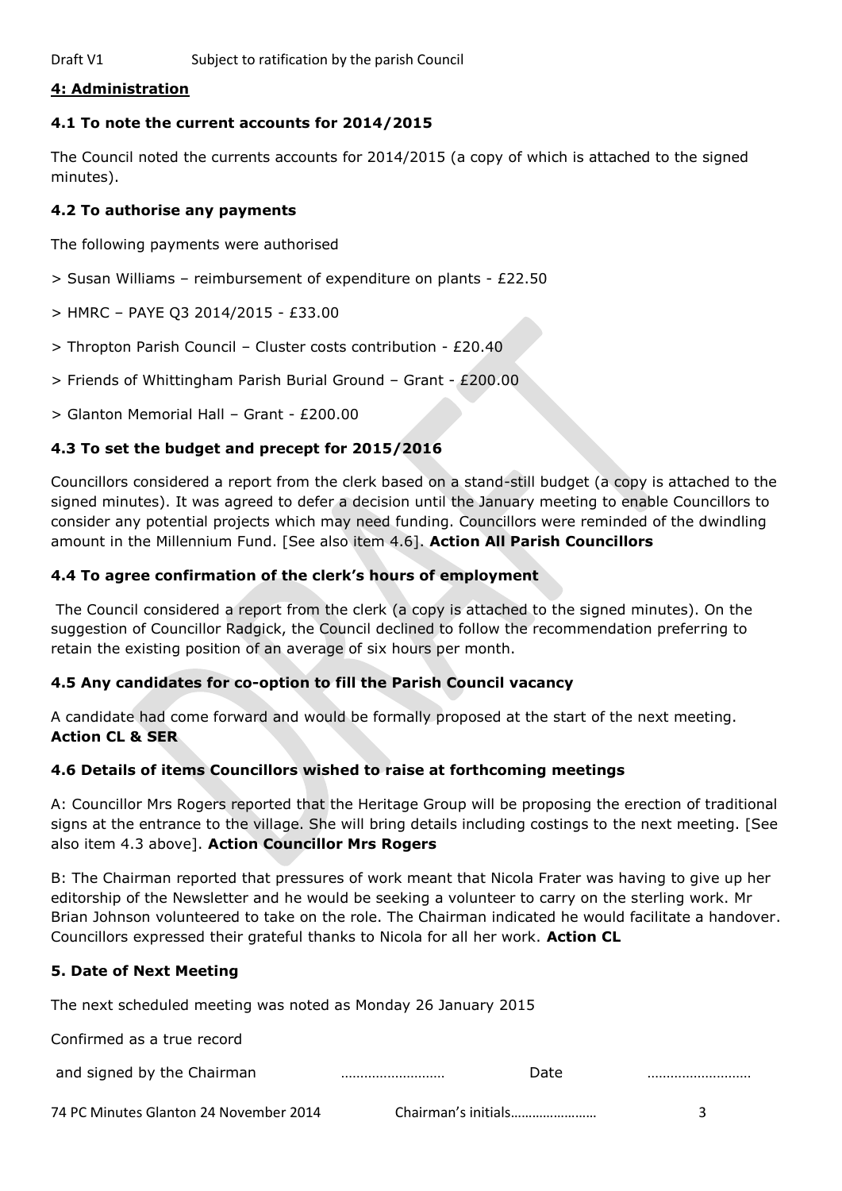Draft V1 Subject to ratification by the parish Council

**4: Administration**

**4.1 To note the current accounts for 2014/2015**

The Council noted the currents accounts for 2014/2015 (a copy of which is attached to the signed minutes).

**4.2 To authorise any payments**

The following payments were authorised

> Susan Williams – reimbursement of expenditure on plants - £22.50

> HMRC – PAYE Q3 2014/2015 - £33.00

> Thropton Parish Council – Cluster costs contribution - £20.40

> Friends of Whittingham Parish Burial Ground – Grant - £200.00

> Glanton Memorial Hall – Grant - £200.00

**4.3 To set the budget and precept for 2015/2016**

Councillors considered a report from the clerk based on a stand-still budget (a copy is attached to the signed minutes). It was agreed to defer a decision until the January meeting to enable Councillors to consider any potential projects which may need funding. Councillors were reminded of the dwindling amount in the Millennium Fund. [See also item 4.6]. **Action All Parish Councillors**

**4.4 To agree confirmation of the clerk's hours of employment**

The Council considered a report from the clerk (a copy is attached to the signed minutes). On the suggestion of Councillor Radgick, the Council declined to follow the recommendation preferring to retain the existing position of an average of six hours per month.

**4.5 Any candidates for co-option to fill the Parish Council vacancy**

A candidate had come forward and would be formally proposed at the start of the next meeting. **Action CL & SER**

**4.6 Details of items Councillors wished to raise at forthcoming meetings**

A: Councillor Mrs Rogers reported that the Heritage Group will be proposing the erection of traditional signs at the entrance to the village. She will bring details including costings to the next meeting. [See also item 4.3 above]. **Action Councillor Mrs Rogers**

B: The Chairman reported that pressures of work meant that Nicola Frater was having to give up her editorship of the Newsletter and he would be seeking a volunteer to carry on the sterling work. Mr Brian Johnson volunteered to take on the role. The Chairman indicated he would facilitate a handover. Councillors expressed their grateful thanks to Nicola for all her work. **Action CL**

**5. Date of Next Meeting**

The next scheduled meeting was noted as Monday 26 January 2015

Confirmed as a true record

and signed by the Chairman …………………… Date ……………………

74 PC Minutes Glanton 24 November 2014 Chairman's initials……………………